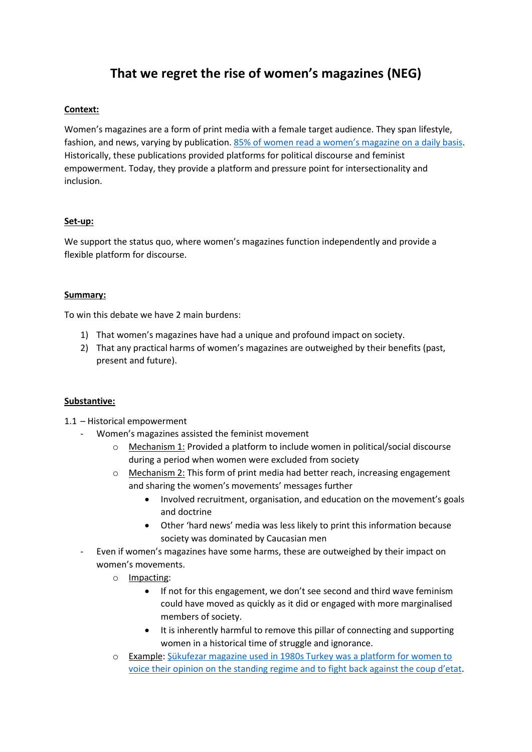# That we regret the rise of women's magazines (NEG)

**Context:**

Women's magazines are a form of print media with a female target audience. They span lifestyle, fashion, and news, varying by publication. 85% of women read a women's magazine on a daily basis. Historically, these publications provided platforms for political discourse and feminist empowerment. Today, they provide a platform and pressure point for intersectionality and inclusion.

**Set-up:**

We support the status quo, where women's magazines function independently and provide a flexible platform for discourse.

**Summary:**

To win this debate we have 2 main burdens:

1) That women's magazines have had a unique and profound impact on society.
2) That any practical harms of women's magazines are outweighed by their benefits (past, present and future).

**Substantive:**

1.1 – Historical empowerment

- Women's magazines assisted the feminist movement
  - Mechanism 1: Provided a platform to include women in political/social discourse during a period when women were excluded from society
  - Mechanism 2: This form of print media had better reach, increasing engagement and sharing the women's movements' messages further
    - Involved recruitment, organisation, and education on the movement's goals and doctrine
    - Other 'hard news' media was less likely to print this information because society was dominated by Caucasian men
- Even if women's magazines have some harms, these are outweighed by their impact on women's movements.
  - Impacting:
    - If not for this engagement, we don't see second and third wave feminism could have moved as quickly as it did or engaged with more marginalised members of society.
    - It is inherently harmful to remove this pillar of connecting and supporting women in a historical time of struggle and ignorance.
  - Example: Şükufezar magazine used in 1980s Turkey was a platform for women to voice their opinion on the standing regime and to fight back against the coup d'etat.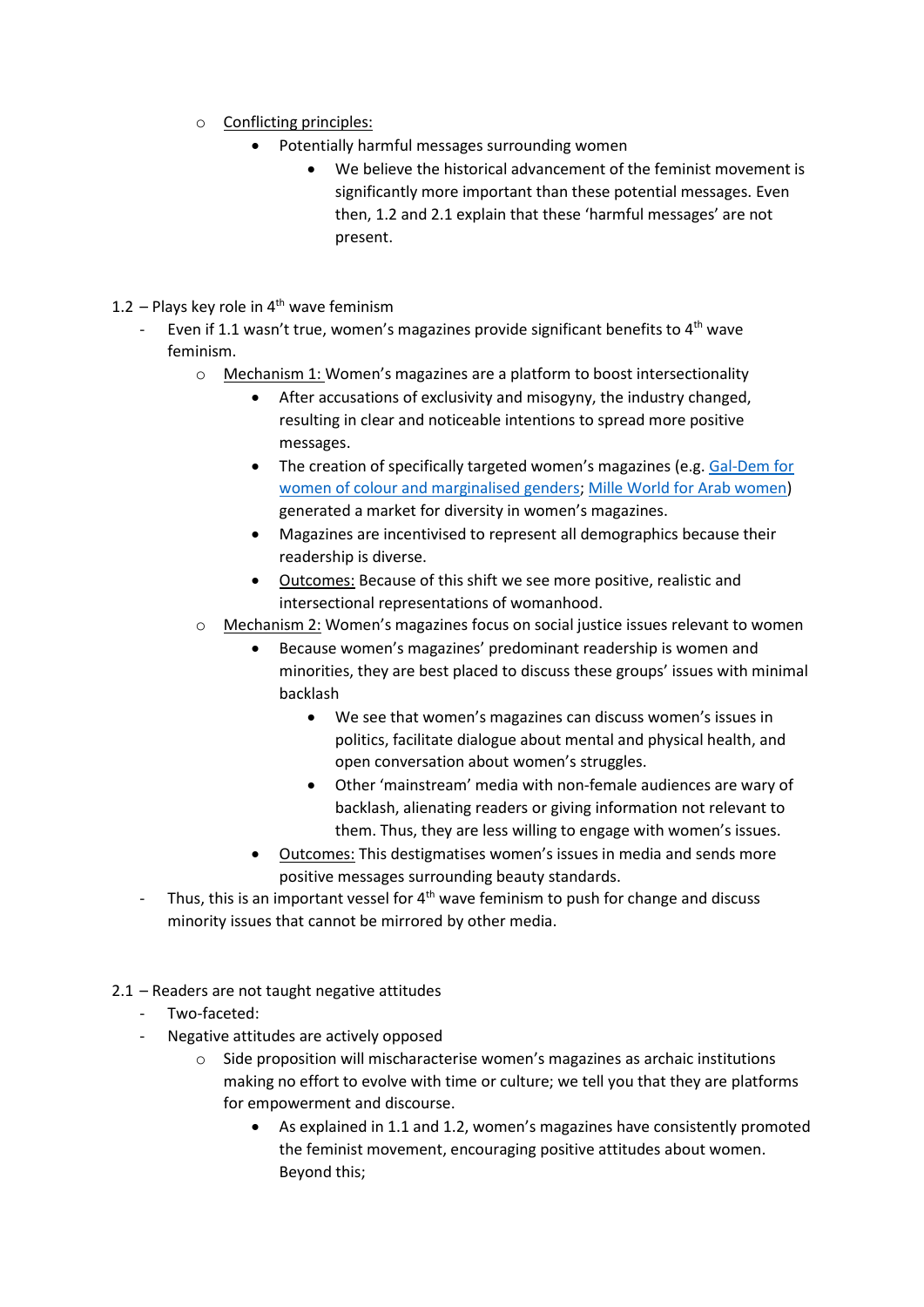- Conflicting principles:
  - Potentially harmful messages surrounding women
    - We believe the historical advancement of the feminist movement is significantly more important than these potential messages. Even then, 1.2 and 2.1 explain that these 'harmful messages' are not present.

1.2 – Plays key role in 4th wave feminism

- Even if 1.1 wasn't true, women's magazines provide significant benefits to 4th wave feminism.
  - Mechanism 1: Women's magazines are a platform to boost intersectionality
    - After accusations of exclusivity and misogyny, the industry changed, resulting in clear and noticeable intentions to spread more positive messages.
    - The creation of specifically targeted women's magazines (e.g. Gal-Dem for women of colour and marginalised genders; Mille World for Arab women) generated a market for diversity in women's magazines.
    - Magazines are incentivised to represent all demographics because their readership is diverse.
    - Outcomes: Because of this shift we see more positive, realistic and intersectional representations of womanhood.
  - Mechanism 2: Women's magazines focus on social justice issues relevant to women
    - Because women's magazines' predominant readership is women and minorities, they are best placed to discuss these groups' issues with minimal backlash
      - We see that women's magazines can discuss women's issues in politics, facilitate dialogue about mental and physical health, and open conversation about women's struggles.
      - Other 'mainstream' media with non-female audiences are wary of backlash, alienating readers or giving information not relevant to them. Thus, they are less willing to engage with women's issues.
    - Outcomes: This destigmatises women's issues in media and sends more positive messages surrounding beauty standards.
- Thus, this is an important vessel for 4th wave feminism to push for change and discuss minority issues that cannot be mirrored by other media.

2.1 – Readers are not taught negative attitudes

- Two-faceted:
- Negative attitudes are actively opposed
  - Side proposition will mischaracterise women's magazines as archaic institutions making no effort to evolve with time or culture; we tell you that they are platforms for empowerment and discourse.
    - As explained in 1.1 and 1.2, women's magazines have consistently promoted the feminist movement, encouraging positive attitudes about women. Beyond this;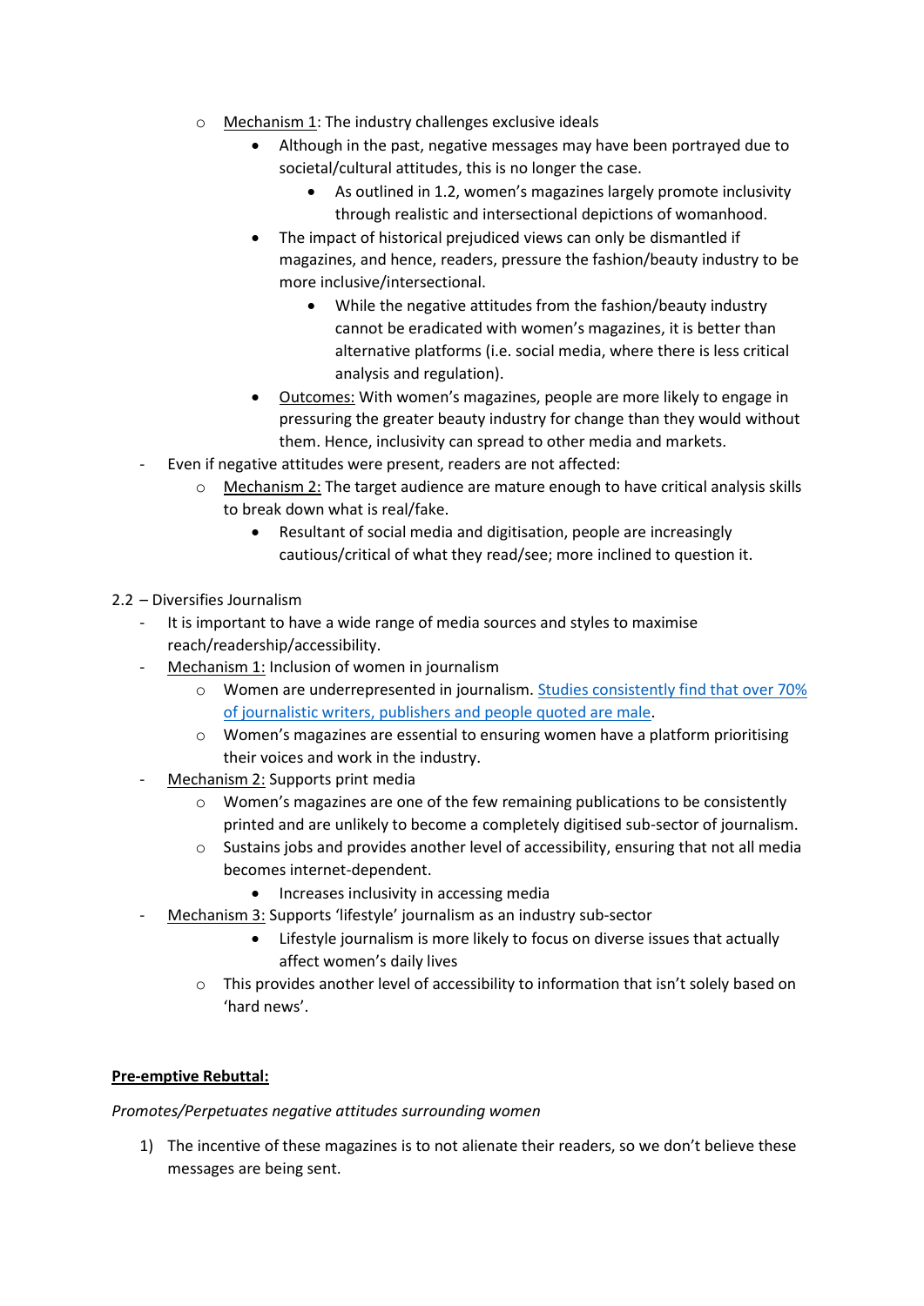- Mechanism 1: The industry challenges exclusive ideals
  - Although in the past, negative messages may have been portrayed due to societal/cultural attitudes, this is no longer the case.
    - As outlined in 1.2, women's magazines largely promote inclusivity through realistic and intersectional depictions of womanhood.
  - The impact of historical prejudiced views can only be dismantled if magazines, and hence, readers, pressure the fashion/beauty industry to be more inclusive/intersectional.
    - While the negative attitudes from the fashion/beauty industry cannot be eradicated with women's magazines, it is better than alternative platforms (i.e. social media, where there is less critical analysis and regulation).
  - Outcomes: With women's magazines, people are more likely to engage in pressuring the greater beauty industry for change than they would without them. Hence, inclusivity can spread to other media and markets.

- Even if negative attitudes were present, readers are not affected:
  - Mechanism 2: The target audience are mature enough to have critical analysis skills to break down what is real/fake.
    - Resultant of social media and digitisation, people are increasingly cautious/critical of what they read/see; more inclined to question it.

2.2 – Diversifies Journalism

- It is important to have a wide range of media sources and styles to maximise reach/readership/accessibility.
- Mechanism 1: Inclusion of women in journalism
  - Women are underrepresented in journalism. Studies consistently find that over 70% of journalistic writers, publishers and people quoted are male.
  - Women's magazines are essential to ensuring women have a platform prioritising their voices and work in the industry.
- Mechanism 2: Supports print media
  - Women's magazines are one of the few remaining publications to be consistently printed and are unlikely to become a completely digitised sub-sector of journalism.
  - Sustains jobs and provides another level of accessibility, ensuring that not all media becomes internet-dependent.
    - Increases inclusivity in accessing media
- Mechanism 3: Supports 'lifestyle' journalism as an industry sub-sector
    - Lifestyle journalism is more likely to focus on diverse issues that actually affect women's daily lives
  - This provides another level of accessibility to information that isn't solely based on 'hard news'.

**Pre-emptive Rebuttal:**

*Promotes/Perpetuates negative attitudes surrounding women*

1) The incentive of these magazines is to not alienate their readers, so we don't believe these messages are being sent.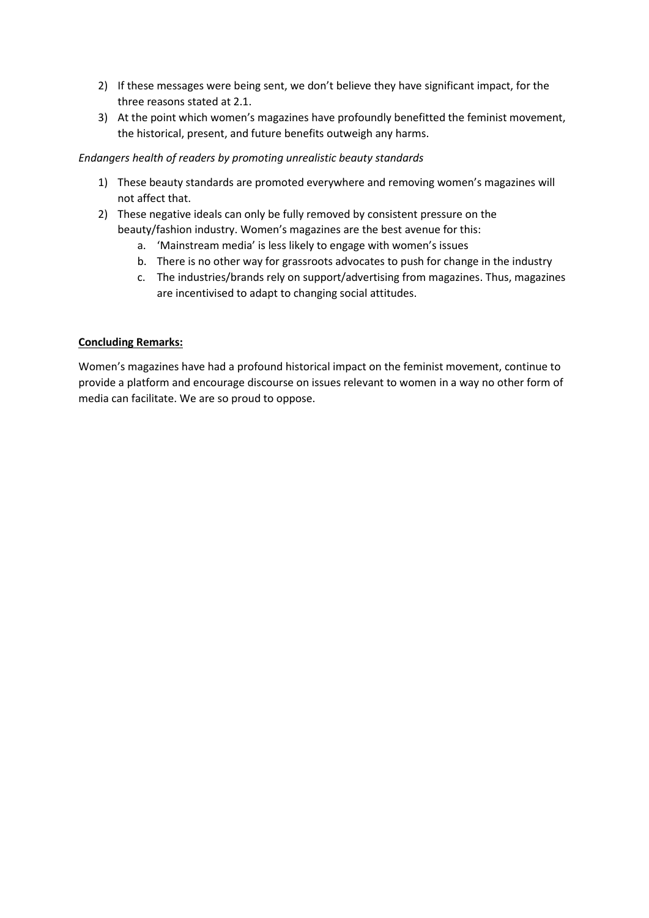2) If these messages were being sent, we don't believe they have significant impact, for the three reasons stated at 2.1.
3) At the point which women's magazines have profoundly benefitted the feminist movement, the historical, present, and future benefits outweigh any harms.

*Endangers health of readers by promoting unrealistic beauty standards*

1) These beauty standards are promoted everywhere and removing women's magazines will not affect that.
2) These negative ideals can only be fully removed by consistent pressure on the beauty/fashion industry. Women's magazines are the best avenue for this:
    a. 'Mainstream media' is less likely to engage with women's issues
    b. There is no other way for grassroots advocates to push for change in the industry
    c. The industries/brands rely on support/advertising from magazines. Thus, magazines are incentivised to adapt to changing social attitudes.

**<u>Concluding Remarks:</u>**

Women's magazines have had a profound historical impact on the feminist movement, continue to provide a platform and encourage discourse on issues relevant to women in a way no other form of media can facilitate. We are so proud to oppose.